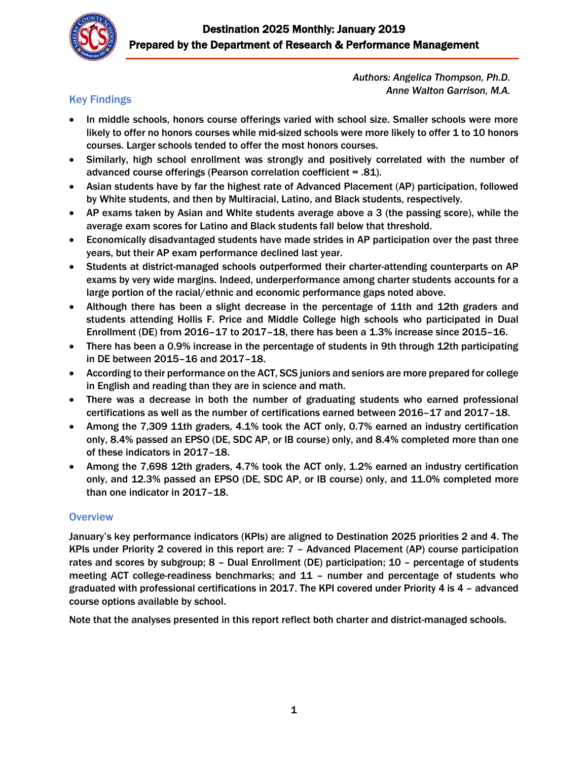# Destination 2025 Monthly: January 2019

## Prepared by the Department of Research & Performance Management

*Authors: Angelica Thompson, Ph.D.*
*Anne Walton Garrison, M.A.*

## Key Findings

- In middle schools, honors course offerings varied with school size. Smaller schools were more likely to offer no honors courses while mid-sized schools were more likely to offer 1 to 10 honors courses. Larger schools tended to offer the most honors courses.
- Similarly, high school enrollment was strongly and positively correlated with the number of advanced course offerings (Pearson correlation coefficient = .81).
- Asian students have by far the highest rate of Advanced Placement (AP) participation, followed by White students, and then by Multiracial, Latino, and Black students, respectively.
- AP exams taken by Asian and White students average above a 3 (the passing score), while the average exam scores for Latino and Black students fall below that threshold.
- Economically disadvantaged students have made strides in AP participation over the past three years, but their AP exam performance declined last year.
- Students at district-managed schools outperformed their charter-attending counterparts on AP exams by very wide margins. Indeed, underperformance among charter students accounts for a large portion of the racial/ethnic and economic performance gaps noted above.
- Although there has been a slight decrease in the percentage of 11th and 12th graders and students attending Hollis F. Price and Middle College high schools who participated in Dual Enrollment (DE) from 2016–17 to 2017–18, there has been a 1.3% increase since 2015–16.
- There has been a 0.9% increase in the percentage of students in 9th through 12th participating in DE between 2015–16 and 2017–18.
- According to their performance on the ACT, SCS juniors and seniors are more prepared for college in English and reading than they are in science and math.
- There was a decrease in both the number of graduating students who earned professional certifications as well as the number of certifications earned between 2016–17 and 2017–18.
- Among the 7,309 11th graders, 4.1% took the ACT only, 0.7% earned an industry certification only, 8.4% passed an EPSO (DE, SDC AP, or IB course) only, and 8.4% completed more than one of these indicators in 2017–18.
- Among the 7,698 12th graders, 4.7% took the ACT only, 1.2% earned an industry certification only, and 12.3% passed an EPSO (DE, SDC AP, or IB course) only, and 11.0% completed more than one indicator in 2017–18.

## Overview

January's key performance indicators (KPIs) are aligned to Destination 2025 priorities 2 and 4. The KPIs under Priority 2 covered in this report are: 7 – Advanced Placement (AP) course participation rates and scores by subgroup; 8 – Dual Enrollment (DE) participation; 10 – percentage of students meeting ACT college-readiness benchmarks; and 11 – number and percentage of students who graduated with professional certifications in 2017. The KPI covered under Priority 4 is 4 – advanced course options available by school.

Note that the analyses presented in this report reflect both charter and district-managed schools.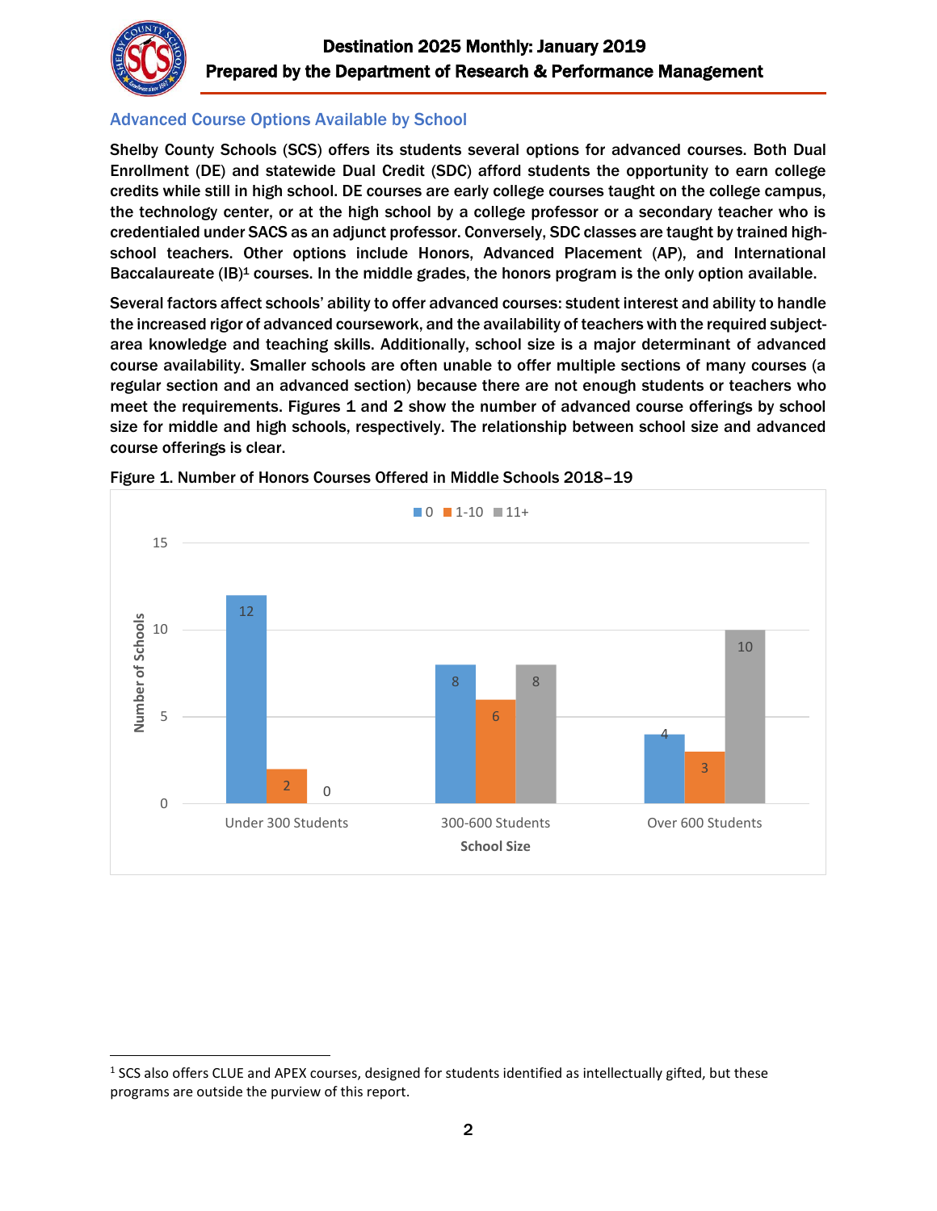## Advanced Course Options Available by School

Shelby County Schools (SCS) offers its students several options for advanced courses. Both Dual Enrollment (DE) and statewide Dual Credit (SDC) afford students the opportunity to earn college credits while still in high school. DE courses are early college courses taught on the college campus, the technology center, or at the high school by a college professor or a secondary teacher who is credentialed under SACS as an adjunct professor. Conversely, SDC classes are taught by trained high-school teachers. Other options include Honors, Advanced Placement (AP), and International Baccalaureate (IB)[1] courses. In the middle grades, the honors program is the only option available.

Several factors affect schools' ability to offer advanced courses: student interest and ability to handle the increased rigor of advanced coursework, and the availability of teachers with the required subject-area knowledge and teaching skills. Additionally, school size is a major determinant of advanced course availability. Smaller schools are often unable to offer multiple sections of many courses (a regular section and an advanced section) because there are not enough students or teachers who meet the requirements. Figures 1 and 2 show the number of advanced course offerings by school size for middle and high schools, respectively. The relationship between school size and advanced course offerings is clear.

Figure 1. Number of Honors Courses Offered in Middle Schools 2018–19

| School Size | 0 | 1-10 | 11+ |
| --- | --- | --- | --- |
| Under 300 Students | 12 | 2 | 0 |
| 300-600 Students | 8 | 6 | 8 |
| Over 600 Students | 4 | 3 | 10 |

---

[1] SCS also offers CLUE and APEX courses, designed for students identified as intellectually gifted, but these programs are outside the purview of this report.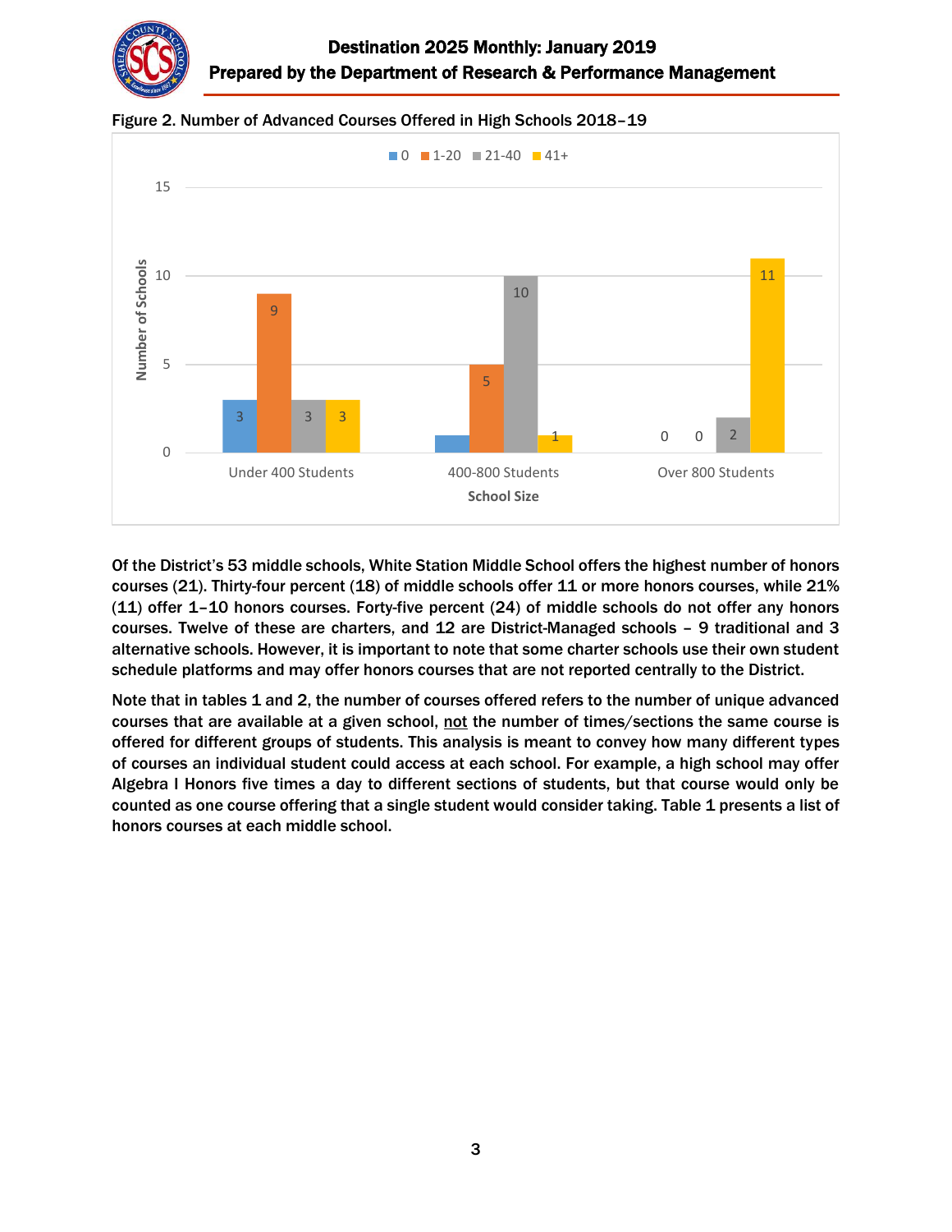Figure 2. Number of Advanced Courses Offered in High Schools 2018–19

| School Size | 0 | 1-20 | 21-40 | 41+ |
| --- | --- | --- | --- | --- |
| Under 400 Students | 3 | 9 | 3 | 3 |
| 400-800 Students | 1 | 5 | 10 | 1 |
| Over 800 Students | 0 | 0 | 2 | 11 |

Of the District's 53 middle schools, White Station Middle School offers the highest number of honors courses (21). Thirty-four percent (18) of middle schools offer 11 or more honors courses, while 21% (11) offer 1–10 honors courses. Forty-five percent (24) of middle schools do not offer any honors courses. Twelve of these are charters, and 12 are District-Managed schools – 9 traditional and 3 alternative schools. However, it is important to note that some charter schools use their own student schedule platforms and may offer honors courses that are not reported centrally to the District.

Note that in tables 1 and 2, the number of courses offered refers to the number of unique advanced courses that are available at a given school, not the number of times/sections the same course is offered for different groups of students. This analysis is meant to convey how many different types of courses an individual student could access at each school. For example, a high school may offer Algebra I Honors five times a day to different sections of students, but that course would only be counted as one course offering that a single student would consider taking. Table 1 presents a list of honors courses at each middle school.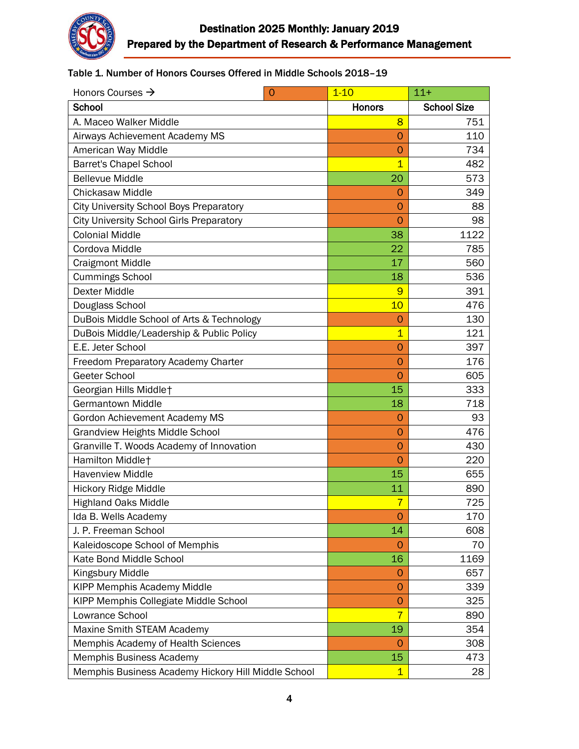Table 1. Number of Honors Courses Offered in Middle Schools 2018–19

Honors Courses → 0 | 1-10 | 11+

| School | Honors | School Size |
|---|---|---|
| A. Maceo Walker Middle | 8 | 751 |
| Airways Achievement Academy MS | 0 | 110 |
| American Way Middle | 0 | 734 |
| Barret's Chapel School | 1 | 482 |
| Bellevue Middle | 20 | 573 |
| Chickasaw Middle | 0 | 349 |
| City University School Boys Preparatory | 0 | 88 |
| City University School Girls Preparatory | 0 | 98 |
| Colonial Middle | 38 | 1122 |
| Cordova Middle | 22 | 785 |
| Craigmont Middle | 17 | 560 |
| Cummings School | 18 | 536 |
| Dexter Middle | 9 | 391 |
| Douglass School | 10 | 476 |
| DuBois Middle School of Arts & Technology | 0 | 130 |
| DuBois Middle/Leadership & Public Policy | 1 | 121 |
| E.E. Jeter School | 0 | 397 |
| Freedom Preparatory Academy Charter | 0 | 176 |
| Geeter School | 0 | 605 |
| Georgian Hills Middle† | 15 | 333 |
| Germantown Middle | 18 | 718 |
| Gordon Achievement Academy MS | 0 | 93 |
| Grandview Heights Middle School | 0 | 476 |
| Granville T. Woods Academy of Innovation | 0 | 430 |
| Hamilton Middle† | 0 | 220 |
| Havenview Middle | 15 | 655 |
| Hickory Ridge Middle | 11 | 890 |
| Highland Oaks Middle | 7 | 725 |
| Ida B. Wells Academy | 0 | 170 |
| J. P. Freeman School | 14 | 608 |
| Kaleidoscope School of Memphis | 0 | 70 |
| Kate Bond Middle School | 16 | 1169 |
| Kingsbury Middle | 0 | 657 |
| KIPP Memphis Academy Middle | 0 | 339 |
| KIPP Memphis Collegiate Middle School | 0 | 325 |
| Lowrance School | 7 | 890 |
| Maxine Smith STEAM Academy | 19 | 354 |
| Memphis Academy of Health Sciences | 0 | 308 |
| Memphis Business Academy | 15 | 473 |
| Memphis Business Academy Hickory Hill Middle School | 1 | 28 |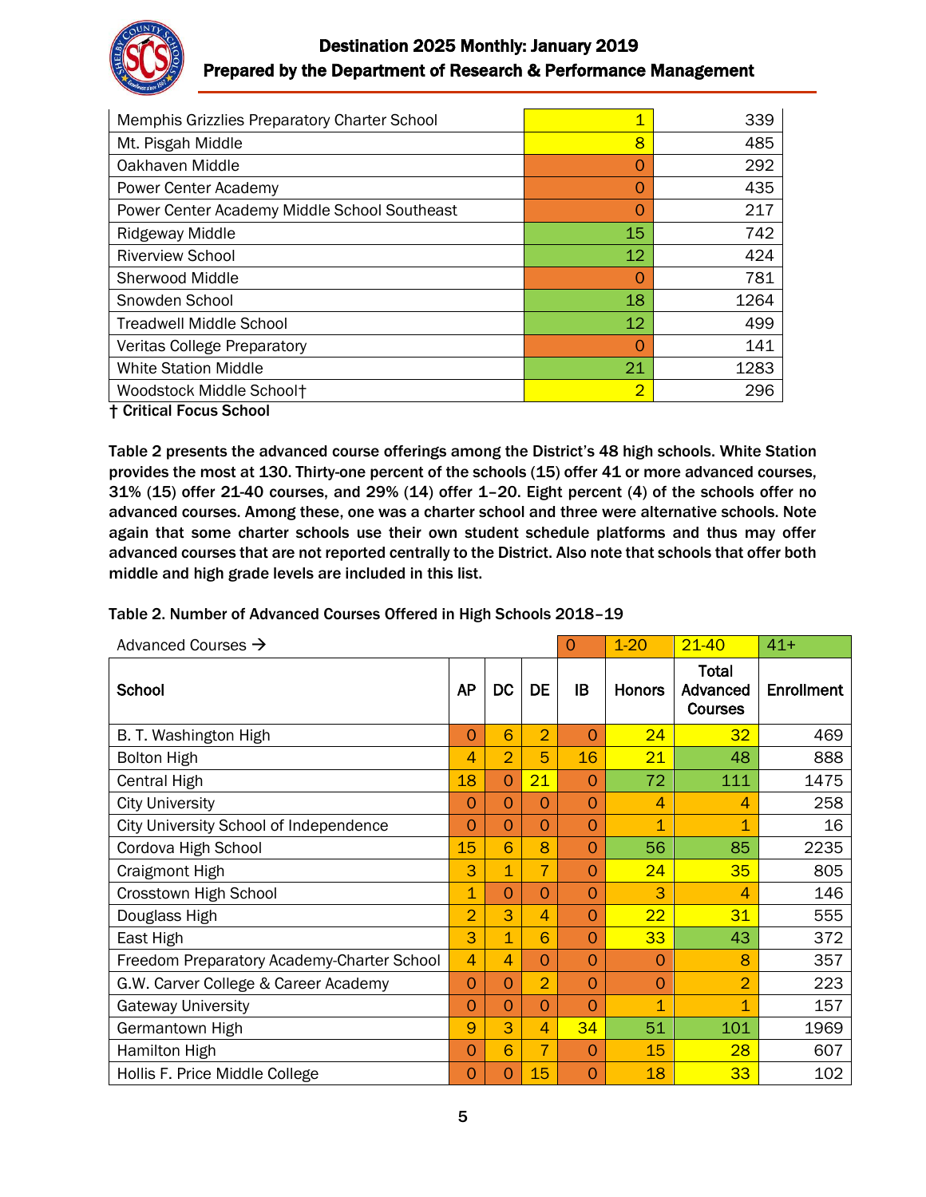| | | |
|---|---|---|
| Memphis Grizzlies Preparatory Charter School | 1 | 339 |
| Mt. Pisgah Middle | 8 | 485 |
| Oakhaven Middle | 0 | 292 |
| Power Center Academy | 0 | 435 |
| Power Center Academy Middle School Southeast | 0 | 217 |
| Ridgeway Middle | 15 | 742 |
| Riverview School | 12 | 424 |
| Sherwood Middle | 0 | 781 |
| Snowden School | 18 | 1264 |
| Treadwell Middle School | 12 | 499 |
| Veritas College Preparatory | 0 | 141 |
| White Station Middle | 21 | 1283 |
| Woodstock Middle School† | 2 | 296 |

**† Critical Focus School**

**Table 2 presents the advanced course offerings among the District's 48 high schools. White Station provides the most at 130. Thirty-one percent of the schools (15) offer 41 or more advanced courses, 31% (15) offer 21-40 courses, and 29% (14) offer 1–20. Eight percent (4) of the schools offer no advanced courses. Among these, one was a charter school and three were alternative schools. Note again that some charter schools use their own student schedule platforms and thus may offer advanced courses that are not reported centrally to the District. Also note that schools that offer both middle and high grade levels are included in this list.**

**Table 2. Number of Advanced Courses Offered in High Schools 2018–19**

| Advanced Courses → | | | | 0 | 1-20 | 21-40 | 41+ |
|---|---|---|---|---|---|---|---|
| **School** | **AP** | **DC** | **DE** | **IB** | **Honors** | **Total Advanced Courses** | **Enrollment** |
| B. T. Washington High | 0 | 6 | 2 | 0 | 24 | 32 | 469 |
| Bolton High | 4 | 2 | 5 | 16 | 21 | 48 | 888 |
| Central High | 18 | 0 | 21 | 0 | 72 | 111 | 1475 |
| City University | 0 | 0 | 0 | 0 | 4 | 4 | 258 |
| City University School of Independence | 0 | 0 | 0 | 0 | 1 | 1 | 16 |
| Cordova High School | 15 | 6 | 8 | 0 | 56 | 85 | 2235 |
| Craigmont High | 3 | 1 | 7 | 0 | 24 | 35 | 805 |
| Crosstown High School | 1 | 0 | 0 | 0 | 3 | 4 | 146 |
| Douglass High | 2 | 3 | 4 | 0 | 22 | 31 | 555 |
| East High | 3 | 1 | 6 | 0 | 33 | 43 | 372 |
| Freedom Preparatory Academy-Charter School | 4 | 4 | 0 | 0 | 0 | 8 | 357 |
| G.W. Carver College & Career Academy | 0 | 0 | 2 | 0 | 0 | 2 | 223 |
| Gateway University | 0 | 0 | 0 | 0 | 1 | 1 | 157 |
| Germantown High | 9 | 3 | 4 | 34 | 51 | 101 | 1969 |
| Hamilton High | 0 | 6 | 7 | 0 | 15 | 28 | 607 |
| Hollis F. Price Middle College | 0 | 0 | 15 | 0 | 18 | 33 | 102 |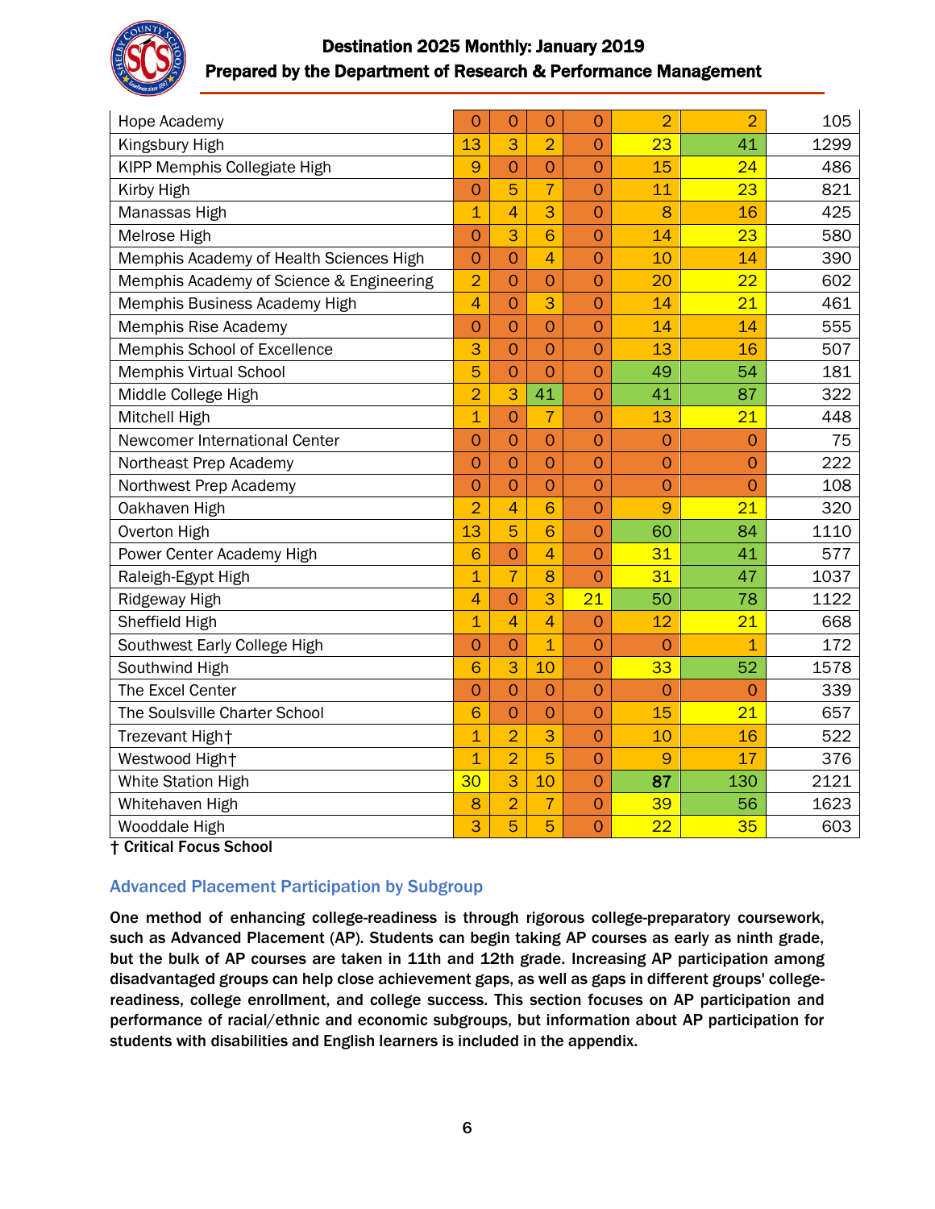| | | | | | | | |
|---|---|---|---|---|---|---|---|
| Hope Academy | 0 | 0 | 0 | 0 | 2 | 2 | 105 |
| Kingsbury High | 13 | 3 | 2 | 0 | 23 | 41 | 1299 |
| KIPP Memphis Collegiate High | 9 | 0 | 0 | 0 | 15 | 24 | 486 |
| Kirby High | 0 | 5 | 7 | 0 | 11 | 23 | 821 |
| Manassas High | 1 | 4 | 3 | 0 | 8 | 16 | 425 |
| Melrose High | 0 | 3 | 6 | 0 | 14 | 23 | 580 |
| Memphis Academy of Health Sciences High | 0 | 0 | 4 | 0 | 10 | 14 | 390 |
| Memphis Academy of Science & Engineering | 2 | 0 | 0 | 0 | 20 | 22 | 602 |
| Memphis Business Academy High | 4 | 0 | 3 | 0 | 14 | 21 | 461 |
| Memphis Rise Academy | 0 | 0 | 0 | 0 | 14 | 14 | 555 |
| Memphis School of Excellence | 3 | 0 | 0 | 0 | 13 | 16 | 507 |
| Memphis Virtual School | 5 | 0 | 0 | 0 | 49 | 54 | 181 |
| Middle College High | 2 | 3 | 41 | 0 | 41 | 87 | 322 |
| Mitchell High | 1 | 0 | 7 | 0 | 13 | 21 | 448 |
| Newcomer International Center | 0 | 0 | 0 | 0 | 0 | 0 | 75 |
| Northeast Prep Academy | 0 | 0 | 0 | 0 | 0 | 0 | 222 |
| Northwest Prep Academy | 0 | 0 | 0 | 0 | 0 | 0 | 108 |
| Oakhaven High | 2 | 4 | 6 | 0 | 9 | 21 | 320 |
| Overton High | 13 | 5 | 6 | 0 | 60 | 84 | 1110 |
| Power Center Academy High | 6 | 0 | 4 | 0 | 31 | 41 | 577 |
| Raleigh-Egypt High | 1 | 7 | 8 | 0 | 31 | 47 | 1037 |
| Ridgeway High | 4 | 0 | 3 | 21 | 50 | 78 | 1122 |
| Sheffield High | 1 | 4 | 4 | 0 | 12 | 21 | 668 |
| Southwest Early College High | 0 | 0 | 1 | 0 | 0 | 1 | 172 |
| Southwind High | 6 | 3 | 10 | 0 | 33 | 52 | 1578 |
| The Excel Center | 0 | 0 | 0 | 0 | 0 | 0 | 339 |
| The Soulsville Charter School | 6 | 0 | 0 | 0 | 15 | 21 | 657 |
| Trezevant High† | 1 | 2 | 3 | 0 | 10 | 16 | 522 |
| Westwood High† | 1 | 2 | 5 | 0 | 9 | 17 | 376 |
| White Station High | 30 | 3 | 10 | 0 | 87 | 130 | 2121 |
| Whitehaven High | 8 | 2 | 7 | 0 | 39 | 56 | 1623 |
| Wooddale High | 3 | 5 | 5 | 0 | 22 | 35 | 603 |

**† Critical Focus School**

## Advanced Placement Participation by Subgroup

**One method of enhancing college-readiness is through rigorous college-preparatory coursework, such as Advanced Placement (AP). Students can begin taking AP courses as early as ninth grade, but the bulk of AP courses are taken in 11th and 12th grade. Increasing AP participation among disadvantaged groups can help close achievement gaps, as well as gaps in different groups' college-readiness, college enrollment, and college success. This section focuses on AP participation and performance of racial/ethnic and economic subgroups, but information about AP participation for students with disabilities and English learners is included in the appendix.**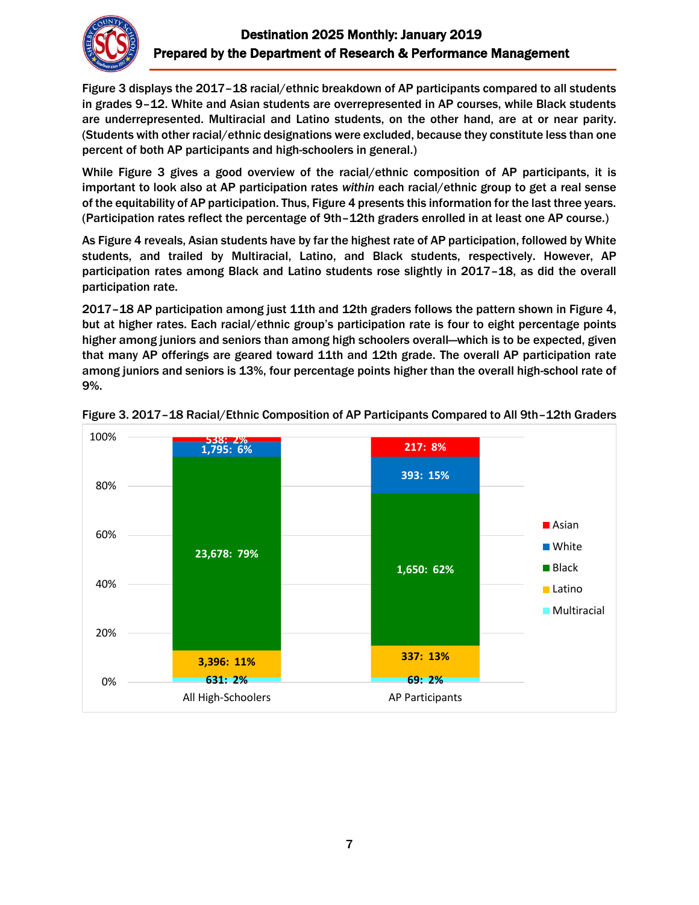Figure 3 displays the 2017–18 racial/ethnic breakdown of AP participants compared to all students in grades 9–12. White and Asian students are overrepresented in AP courses, while Black students are underrepresented. Multiracial and Latino students, on the other hand, are at or near parity. (Students with other racial/ethnic designations were excluded, because they constitute less than one percent of both AP participants and high-schoolers in general.)

While Figure 3 gives a good overview of the racial/ethnic composition of AP participants, it is important to look also at AP participation rates *within* each racial/ethnic group to get a real sense of the equitability of AP participation. Thus, Figure 4 presents this information for the last three years. (Participation rates reflect the percentage of 9th–12th graders enrolled in at least one AP course.)

As Figure 4 reveals, Asian students have by far the highest rate of AP participation, followed by White students, and trailed by Multiracial, Latino, and Black students, respectively. However, AP participation rates among Black and Latino students rose slightly in 2017–18, as did the overall participation rate.

2017–18 AP participation among just 11th and 12th graders follows the pattern shown in Figure 4, but at higher rates. Each racial/ethnic group's participation rate is four to eight percentage points higher among juniors and seniors than among high schoolers overall—which is to be expected, given that many AP offerings are geared toward 11th and 12th grade. The overall AP participation rate among juniors and seniors is 13%, four percentage points higher than the overall high-school rate of 9%.

Figure 3. 2017–18 Racial/Ethnic Composition of AP Participants Compared to All 9th–12th Graders

| | All High-Schoolers | AP Participants |
|---|---|---|
| Asian | 538: 2% | 217: 8% |
| White | 1,795: 6% | 393: 15% |
| Black | 23,678: 79% | 1,650: 62% |
| Latino | 3,396: 11% | 337: 13% |
| Multiracial | 631: 2% | 69: 2% |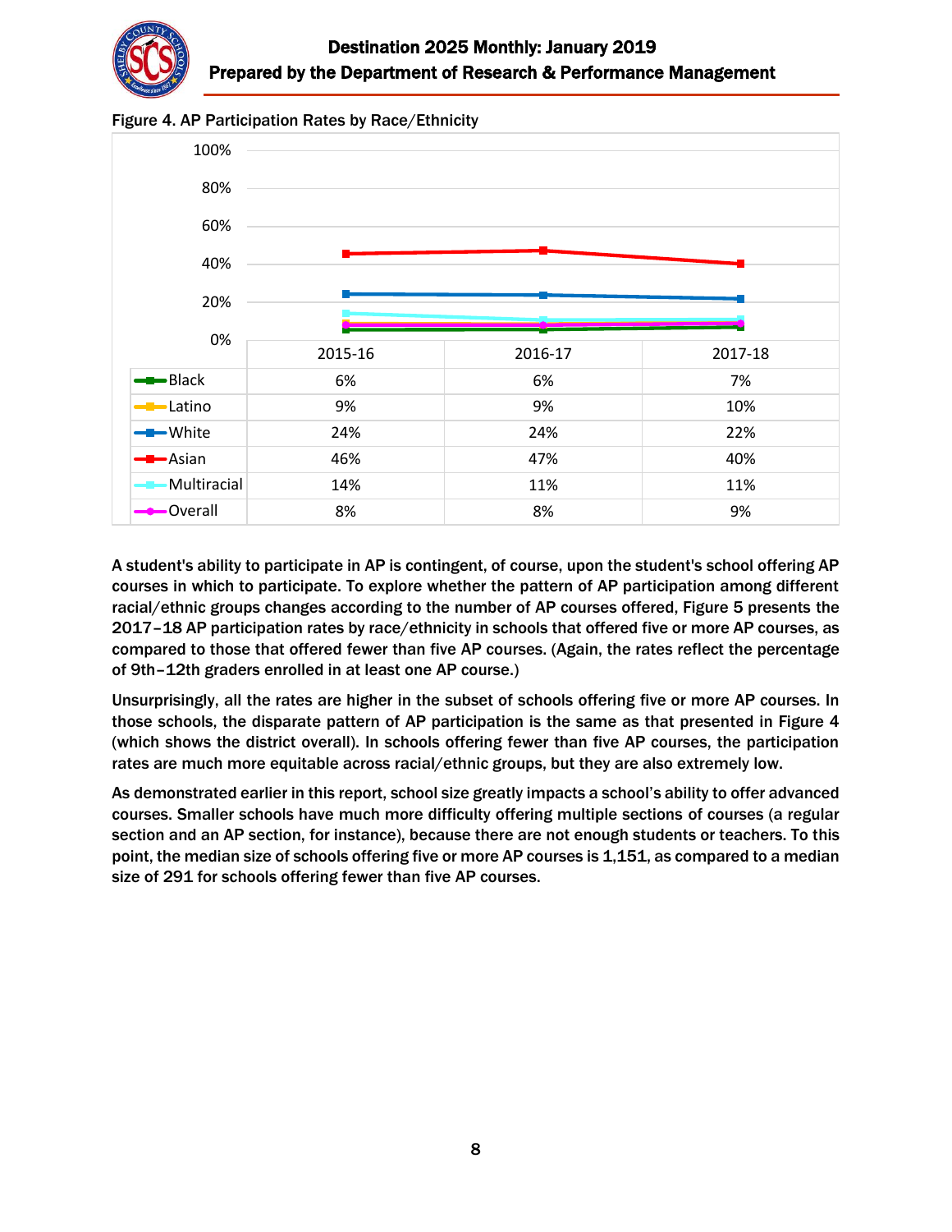Figure 4. AP Participation Rates by Race/Ethnicity

| | 2015-16 | 2016-17 | 2017-18 |
|---|---|---|---|
| Black | 6% | 6% | 7% |
| Latino | 9% | 9% | 10% |
| White | 24% | 24% | 22% |
| Asian | 46% | 47% | 40% |
| Multiracial | 14% | 11% | 11% |
| Overall | 8% | 8% | 9% |

A student's ability to participate in AP is contingent, of course, upon the student's school offering AP courses in which to participate. To explore whether the pattern of AP participation among different racial/ethnic groups changes according to the number of AP courses offered, Figure 5 presents the 2017–18 AP participation rates by race/ethnicity in schools that offered five or more AP courses, as compared to those that offered fewer than five AP courses. (Again, the rates reflect the percentage of 9th–12th graders enrolled in at least one AP course.)

Unsurprisingly, all the rates are higher in the subset of schools offering five or more AP courses. In those schools, the disparate pattern of AP participation is the same as that presented in Figure 4 (which shows the district overall). In schools offering fewer than five AP courses, the participation rates are much more equitable across racial/ethnic groups, but they are also extremely low.

As demonstrated earlier in this report, school size greatly impacts a school's ability to offer advanced courses. Smaller schools have much more difficulty offering multiple sections of courses (a regular section and an AP section, for instance), because there are not enough students or teachers. To this point, the median size of schools offering five or more AP courses is 1,151, as compared to a median size of 291 for schools offering fewer than five AP courses.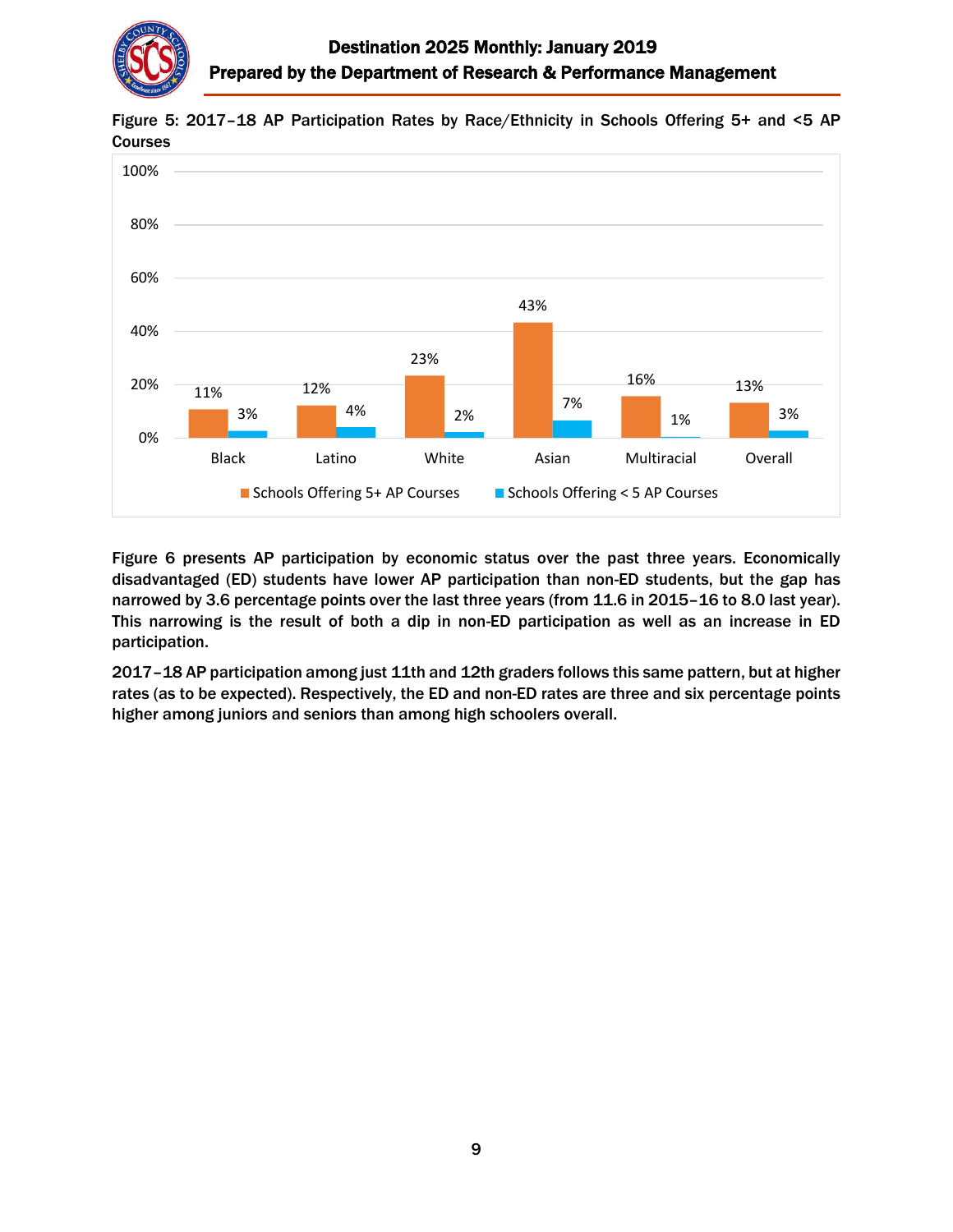**Figure 5: 2017–18 AP Participation Rates by Race/Ethnicity in Schools Offering 5+ and <5 AP Courses**

| | Schools Offering 5+ AP Courses | Schools Offering < 5 AP Courses |
|---|---|---|
| Black | 11% | 3% |
| Latino | 12% | 4% |
| White | 23% | 2% |
| Asian | 43% | 7% |
| Multiracial | 16% | 1% |
| Overall | 13% | 3% |

Figure 6 presents AP participation by economic status over the past three years. Economically disadvantaged (ED) students have lower AP participation than non-ED students, but the gap has narrowed by 3.6 percentage points over the last three years (from 11.6 in 2015–16 to 8.0 last year). This narrowing is the result of both a dip in non-ED participation as well as an increase in ED participation.

2017–18 AP participation among just 11th and 12th graders follows this same pattern, but at higher rates (as to be expected). Respectively, the ED and non-ED rates are three and six percentage points higher among juniors and seniors than among high schoolers overall.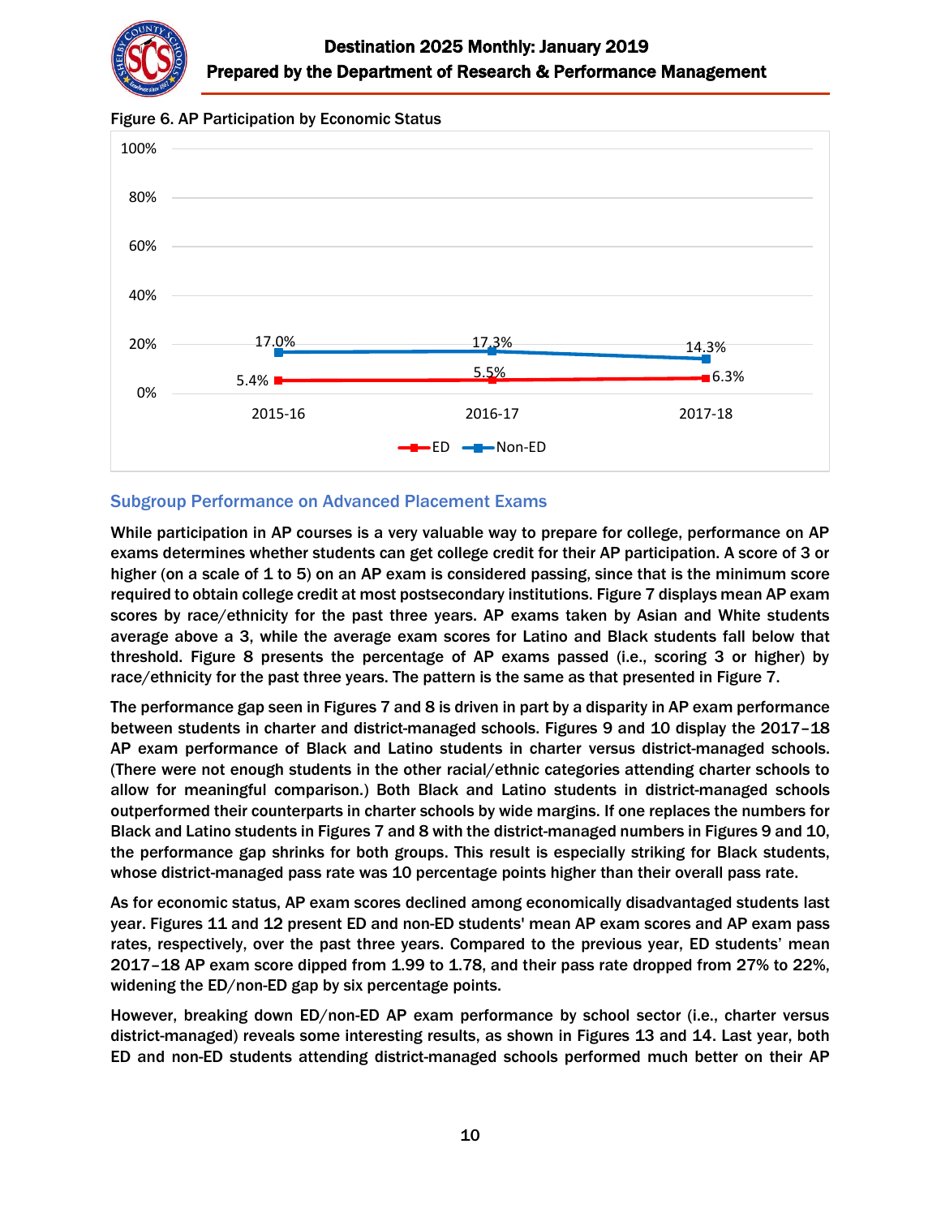Figure 6. AP Participation by Economic Status

| | 2015-16 | 2016-17 | 2017-18 |
|---|---|---|---|
| ED | 5.4% | 5.5% | 6.3% |
| Non-ED | 17.0% | 17.3% | 14.3% |

## Subgroup Performance on Advanced Placement Exams

While participation in AP courses is a very valuable way to prepare for college, performance on AP exams determines whether students can get college credit for their AP participation. A score of 3 or higher (on a scale of 1 to 5) on an AP exam is considered passing, since that is the minimum score required to obtain college credit at most postsecondary institutions. Figure 7 displays mean AP exam scores by race/ethnicity for the past three years. AP exams taken by Asian and White students average above a 3, while the average exam scores for Latino and Black students fall below that threshold. Figure 8 presents the percentage of AP exams passed (i.e., scoring 3 or higher) by race/ethnicity for the past three years. The pattern is the same as that presented in Figure 7.

The performance gap seen in Figures 7 and 8 is driven in part by a disparity in AP exam performance between students in charter and district-managed schools. Figures 9 and 10 display the 2017–18 AP exam performance of Black and Latino students in charter versus district-managed schools. (There were not enough students in the other racial/ethnic categories attending charter schools to allow for meaningful comparison.) Both Black and Latino students in district-managed schools outperformed their counterparts in charter schools by wide margins. If one replaces the numbers for Black and Latino students in Figures 7 and 8 with the district-managed numbers in Figures 9 and 10, the performance gap shrinks for both groups. This result is especially striking for Black students, whose district-managed pass rate was 10 percentage points higher than their overall pass rate.

As for economic status, AP exam scores declined among economically disadvantaged students last year. Figures 11 and 12 present ED and non-ED students' mean AP exam scores and AP exam pass rates, respectively, over the past three years. Compared to the previous year, ED students' mean 2017–18 AP exam score dipped from 1.99 to 1.78, and their pass rate dropped from 27% to 22%, widening the ED/non-ED gap by six percentage points.

However, breaking down ED/non-ED AP exam performance by school sector (i.e., charter versus district-managed) reveals some interesting results, as shown in Figures 13 and 14. Last year, both ED and non-ED students attending district-managed schools performed much better on their AP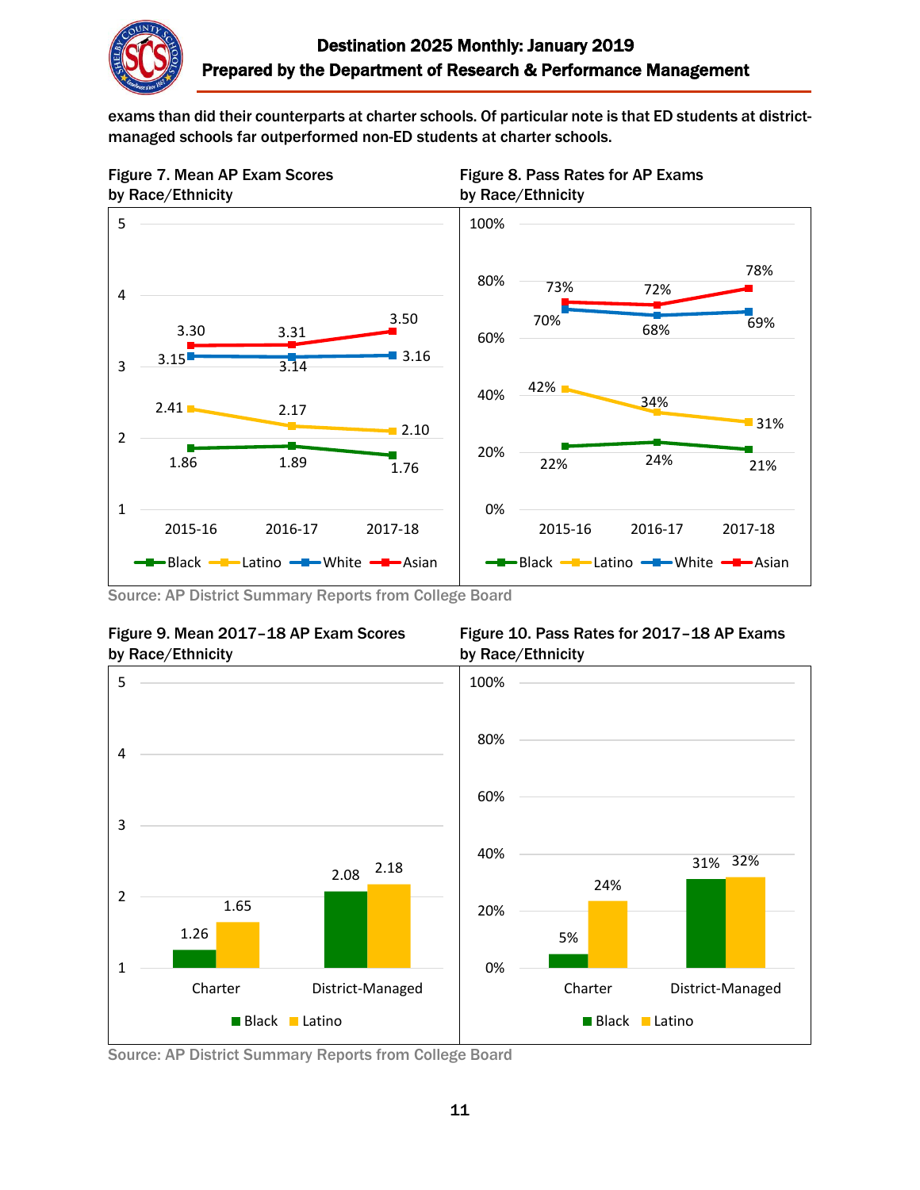exams than did their counterparts at charter schools. Of particular note is that ED students at district-managed schools far outperformed non-ED students at charter schools.

**Figure 7. Mean AP Exam Scores by Race/Ethnicity**

| | 2015-16 | 2016-17 | 2017-18 |
|---|---|---|---|
| Black | 1.86 | 1.89 | 1.76 |
| Latino | 2.41 | 2.17 | 2.10 |
| White | 3.15 | 3.14 | 3.16 |
| Asian | 3.30 | 3.31 | 3.50 |

**Figure 8. Pass Rates for AP Exams by Race/Ethnicity**

| | 2015-16 | 2016-17 | 2017-18 |
|---|---|---|---|
| Black | 22% | 24% | 21% |
| Latino | 42% | 34% | 31% |
| White | 70% | 68% | 69% |
| Asian | 73% | 72% | 78% |

Source: AP District Summary Reports from College Board

**Figure 9. Mean 2017–18 AP Exam Scores by Race/Ethnicity**

| | Black | Latino |
|---|---|---|
| Charter | 1.26 | 1.65 |
| District-Managed | 2.08 | 2.18 |

**Figure 10. Pass Rates for 2017–18 AP Exams by Race/Ethnicity**

| | Black | Latino |
|---|---|---|
| Charter | 5% | 24% |
| District-Managed | 31% | 32% |

Source: AP District Summary Reports from College Board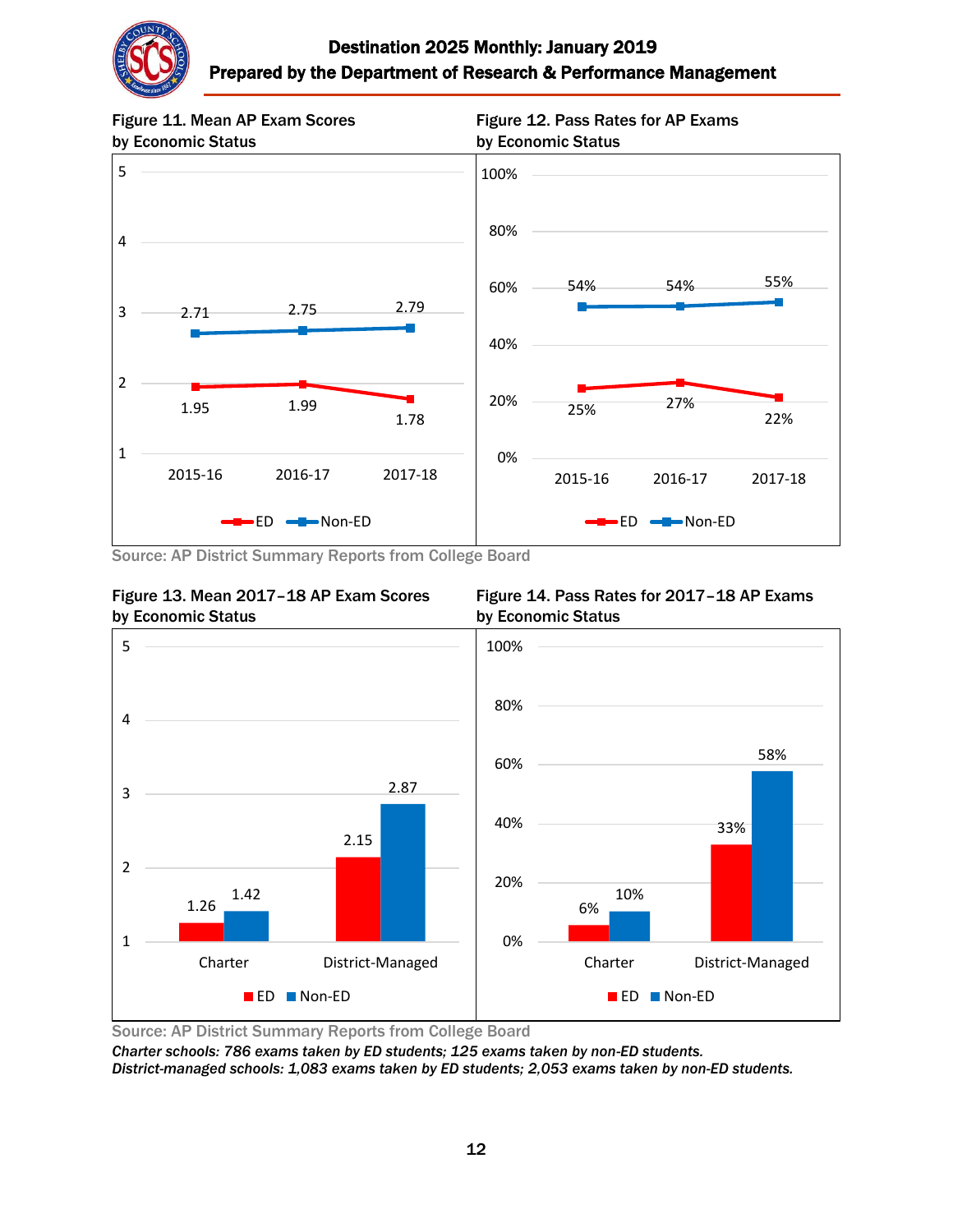Figure 11. Mean AP Exam Scores by Economic Status

| | 2015-16 | 2016-17 | 2017-18 |
|---|---|---|---|
| ED | 1.95 | 1.99 | 1.78 |
| Non-ED | 2.71 | 2.75 | 2.79 |

Figure 12. Pass Rates for AP Exams by Economic Status

| | 2015-16 | 2016-17 | 2017-18 |
|---|---|---|---|
| ED | 25% | 27% | 22% |
| Non-ED | 54% | 54% | 55% |

Source: AP District Summary Reports from College Board

Figure 13. Mean 2017–18 AP Exam Scores by Economic Status

| | Charter | District-Managed |
|---|---|---|
| ED | 1.26 | 2.15 |
| Non-ED | 1.42 | 2.87 |

Figure 14. Pass Rates for 2017–18 AP Exams by Economic Status

| | Charter | District-Managed |
|---|---|---|
| ED | 6% | 33% |
| Non-ED | 10% | 58% |

Source: AP District Summary Reports from College Board

*Charter schools: 786 exams taken by ED students; 125 exams taken by non-ED students.*
*District-managed schools: 1,083 exams taken by ED students; 2,053 exams taken by non-ED students.*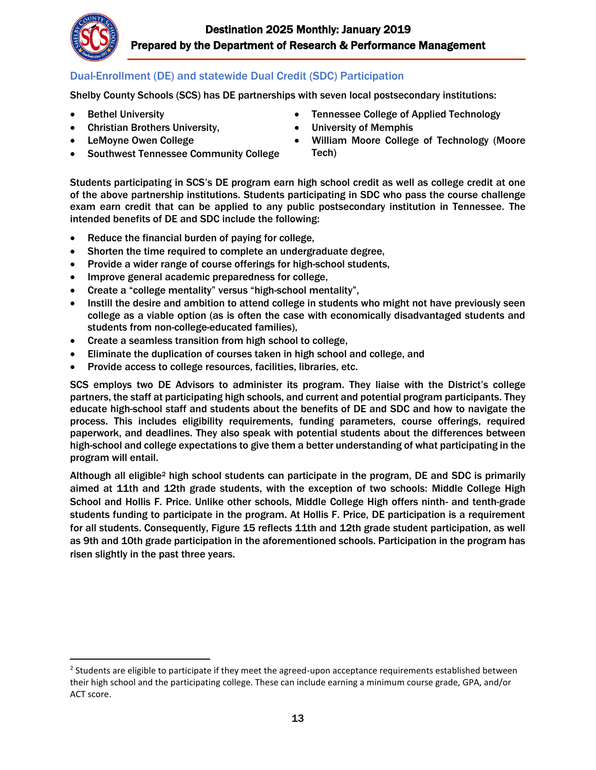## Dual-Enrollment (DE) and statewide Dual Credit (SDC) Participation

Shelby County Schools (SCS) has DE partnerships with seven local postsecondary institutions:

- Bethel University
- Christian Brothers University,
- LeMoyne Owen College
- Southwest Tennessee Community College
- Tennessee College of Applied Technology
- University of Memphis
- William Moore College of Technology (Moore Tech)

Students participating in SCS's DE program earn high school credit as well as college credit at one of the above partnership institutions. Students participating in SDC who pass the course challenge exam earn credit that can be applied to any public postsecondary institution in Tennessee. The intended benefits of DE and SDC include the following:

- Reduce the financial burden of paying for college,
- Shorten the time required to complete an undergraduate degree,
- Provide a wider range of course offerings for high-school students,
- Improve general academic preparedness for college,
- Create a "college mentality" versus "high-school mentality",
- Instill the desire and ambition to attend college in students who might not have previously seen college as a viable option (as is often the case with economically disadvantaged students and students from non-college-educated families),
- Create a seamless transition from high school to college,
- Eliminate the duplication of courses taken in high school and college, and
- Provide access to college resources, facilities, libraries, etc.

SCS employs two DE Advisors to administer its program. They liaise with the District's college partners, the staff at participating high schools, and current and potential program participants. They educate high-school staff and students about the benefits of DE and SDC and how to navigate the process. This includes eligibility requirements, funding parameters, course offerings, required paperwork, and deadlines. They also speak with potential students about the differences between high-school and college expectations to give them a better understanding of what participating in the program will entail.

Although all eligible[2] high school students can participate in the program, DE and SDC is primarily aimed at 11th and 12th grade students, with the exception of two schools: Middle College High School and Hollis F. Price. Unlike other schools, Middle College High offers ninth- and tenth-grade students funding to participate in the program. At Hollis F. Price, DE participation is a requirement for all students. Consequently, Figure 15 reflects 11th and 12th grade student participation, as well as 9th and 10th grade participation in the aforementioned schools. Participation in the program has risen slightly in the past three years.

[2] Students are eligible to participate if they meet the agreed-upon acceptance requirements established between their high school and the participating college. These can include earning a minimum course grade, GPA, and/or ACT score.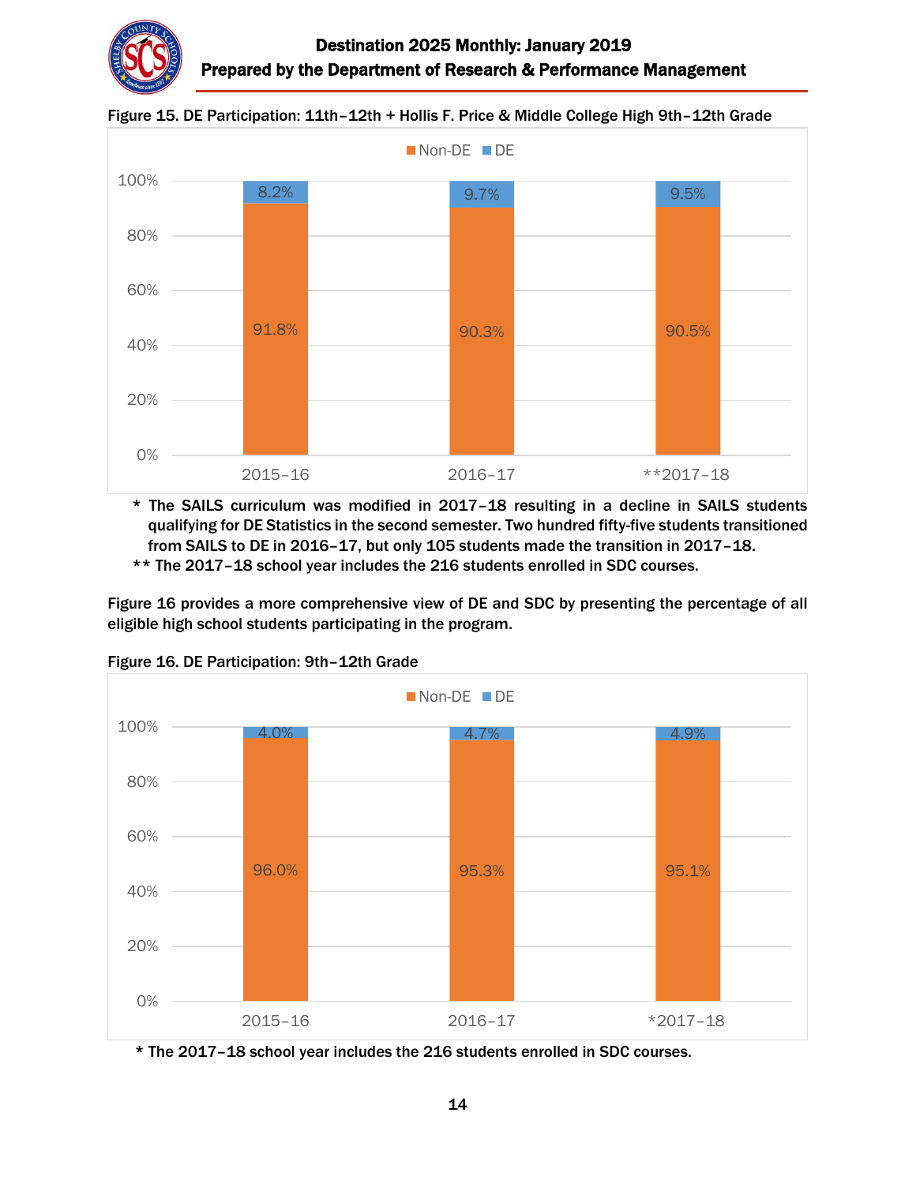Figure 15. DE Participation: 11th–12th + Hollis F. Price & Middle College High 9th–12th Grade

| | 2015–16 | 2016–17 | **2017–18 |
|---|---|---|---|
| Non-DE | 91.8% | 90.3% | 90.5% |
| DE | 8.2% | 9.7% | 9.5% |

\* The SAILS curriculum was modified in 2017–18 resulting in a decline in SAILS students qualifying for DE Statistics in the second semester. Two hundred fifty-five students transitioned from SAILS to DE in 2016–17, but only 105 students made the transition in 2017–18.

** The 2017–18 school year includes the 216 students enrolled in SDC courses.

Figure 16 provides a more comprehensive view of DE and SDC by presenting the percentage of all eligible high school students participating in the program.

Figure 16. DE Participation: 9th–12th Grade

| | 2015–16 | 2016–17 | *2017–18 |
|---|---|---|---|
| Non-DE | 96.0% | 95.3% | 95.1% |
| DE | 4.0% | 4.7% | 4.9% |

\* The 2017–18 school year includes the 216 students enrolled in SDC courses.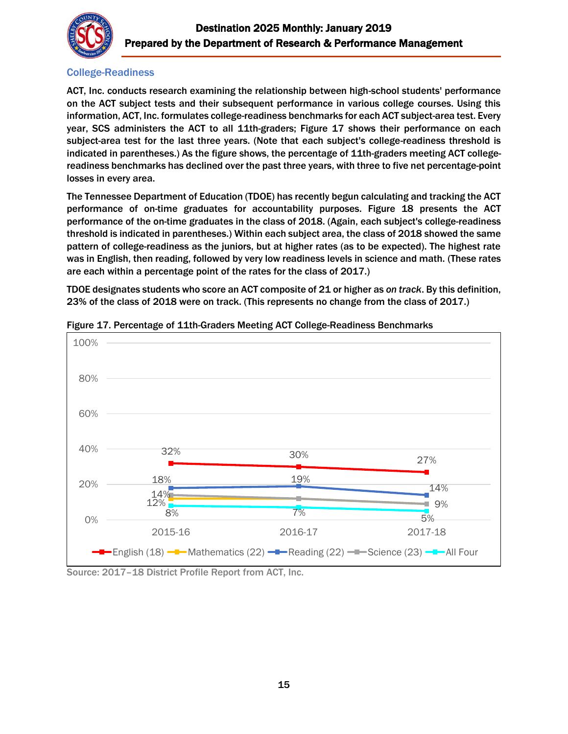## College-Readiness

ACT, Inc. conducts research examining the relationship between high-school students' performance on the ACT subject tests and their subsequent performance in various college courses. Using this information, ACT, Inc. formulates college-readiness benchmarks for each ACT subject-area test. Every year, SCS administers the ACT to all 11th-graders; Figure 17 shows their performance on each subject-area test for the last three years. (Note that each subject's college-readiness threshold is indicated in parentheses.) As the figure shows, the percentage of 11th-graders meeting ACT college-readiness benchmarks has declined over the past three years, with three to five net percentage-point losses in every area.

The Tennessee Department of Education (TDOE) has recently begun calculating and tracking the ACT performance of on-time graduates for accountability purposes. Figure 18 presents the ACT performance of the on-time graduates in the class of 2018. (Again, each subject's college-readiness threshold is indicated in parentheses.) Within each subject area, the class of 2018 showed the same pattern of college-readiness as the juniors, but at higher rates (as to be expected). The highest rate was in English, then reading, followed by very low readiness levels in science and math. (These rates are each within a percentage point of the rates for the class of 2017.)

TDOE designates students who score an ACT composite of 21 or higher as *on track*. By this definition, 23% of the class of 2018 were on track. (This represents no change from the class of 2017.)

Figure 17. Percentage of 11th-Graders Meeting ACT College-Readiness Benchmarks

| | 2015-16 | 2016-17 | 2017-18 |
|---|---|---|---|
| English (18) | 32% | 30% | 27% |
| Mathematics (22) | 12% | | |
| Reading (22) | 18% | 19% | 14% |
| Science (23) | 14% | | 9% |
| All Four | 8% | 7% | 5% |

Source: 2017–18 District Profile Report from ACT, Inc.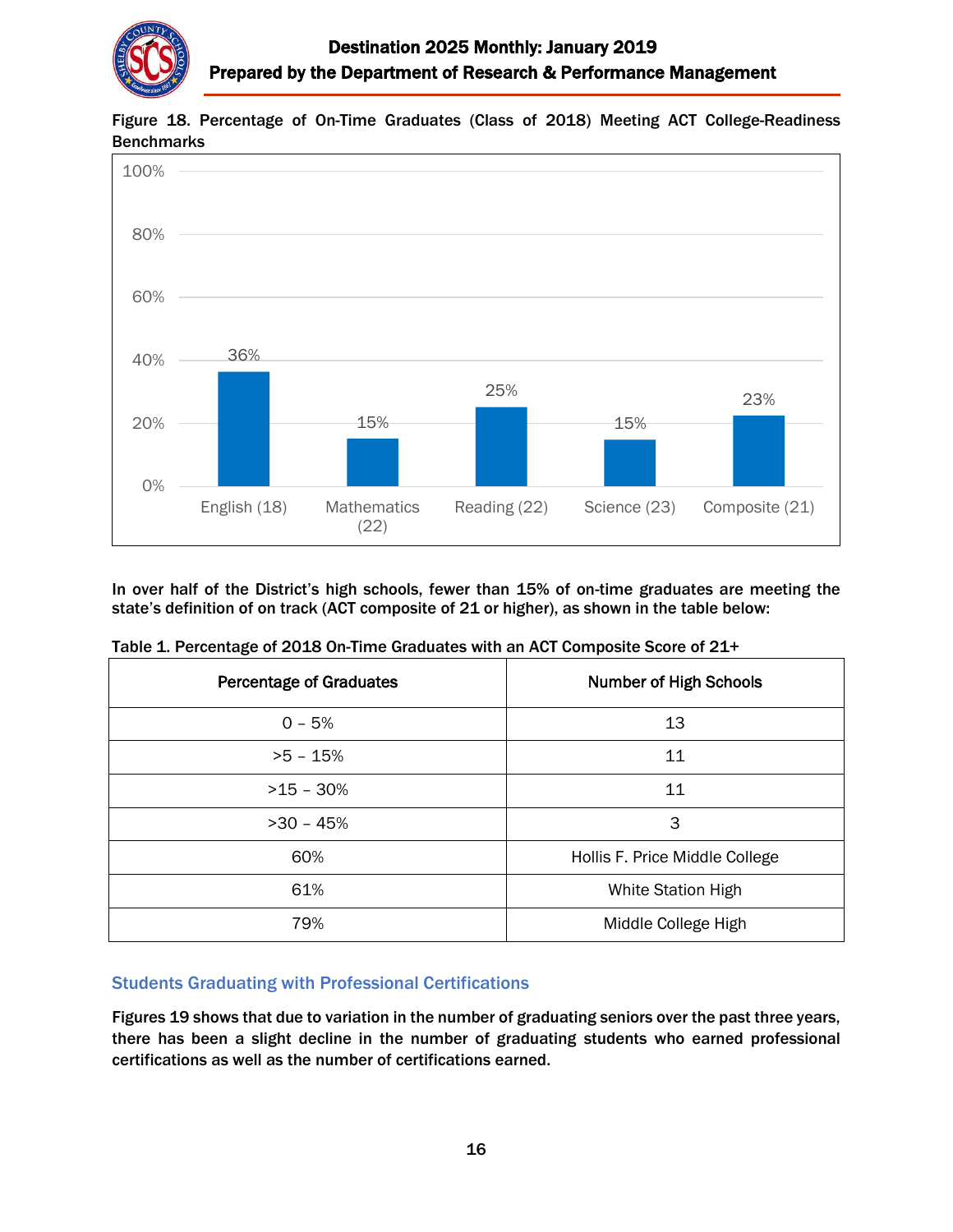Figure 18. Percentage of On-Time Graduates (Class of 2018) Meeting ACT College-Readiness Benchmarks

| Subject (Benchmark) | Percentage |
|---|---|
| English (18) | 36% |
| Mathematics (22) | 15% |
| Reading (22) | 25% |
| Science (23) | 15% |
| Composite (21) | 23% |

**In over half of the District's high schools, fewer than 15% of on-time graduates are meeting the state's definition of on track (ACT composite of 21 or higher), as shown in the table below:**

**Table 1. Percentage of 2018 On-Time Graduates with an ACT Composite Score of 21+**

| Percentage of Graduates | Number of High Schools |
|---|---|
| 0 – 5% | 13 |
| >5 – 15% | 11 |
| >15 – 30% | 11 |
| >30 – 45% | 3 |
| 60% | Hollis F. Price Middle College |
| 61% | White Station High |
| 79% | Middle College High |

## Students Graduating with Professional Certifications

**Figures 19 shows that due to variation in the number of graduating seniors over the past three years, there has been a slight decline in the number of graduating students who earned professional certifications as well as the number of certifications earned.**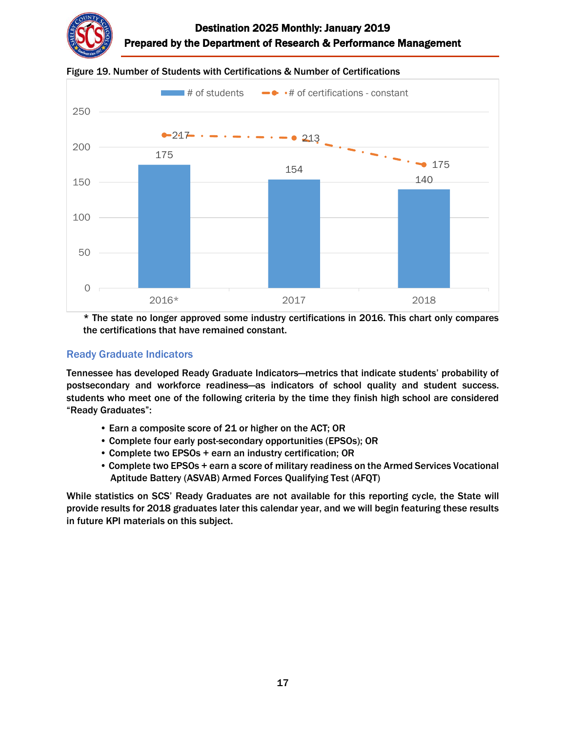Figure 19. Number of Students with Certifications & Number of Certifications

| | # of students | # of certifications - constant |
|---|---|---|
| 2016* | 175 | 217 |
| 2017 | 154 | 213 |
| 2018 | 140 | 175 |

\* The state no longer approved some industry certifications in 2016. This chart only compares the certifications that have remained constant.

## Ready Graduate Indicators

Tennessee has developed Ready Graduate Indicators—metrics that indicate students' probability of postsecondary and workforce readiness—as indicators of school quality and student success. students who meet one of the following criteria by the time they finish high school are considered "Ready Graduates":

- Earn a composite score of 21 or higher on the ACT; OR
- Complete four early post-secondary opportunities (EPSOs); OR
- Complete two EPSOs + earn an industry certification; OR
- Complete two EPSOs + earn a score of military readiness on the Armed Services Vocational Aptitude Battery (ASVAB) Armed Forces Qualifying Test (AFQT)

While statistics on SCS' Ready Graduates are not available for this reporting cycle, the State will provide results for 2018 graduates later this calendar year, and we will begin featuring these results in future KPI materials on this subject.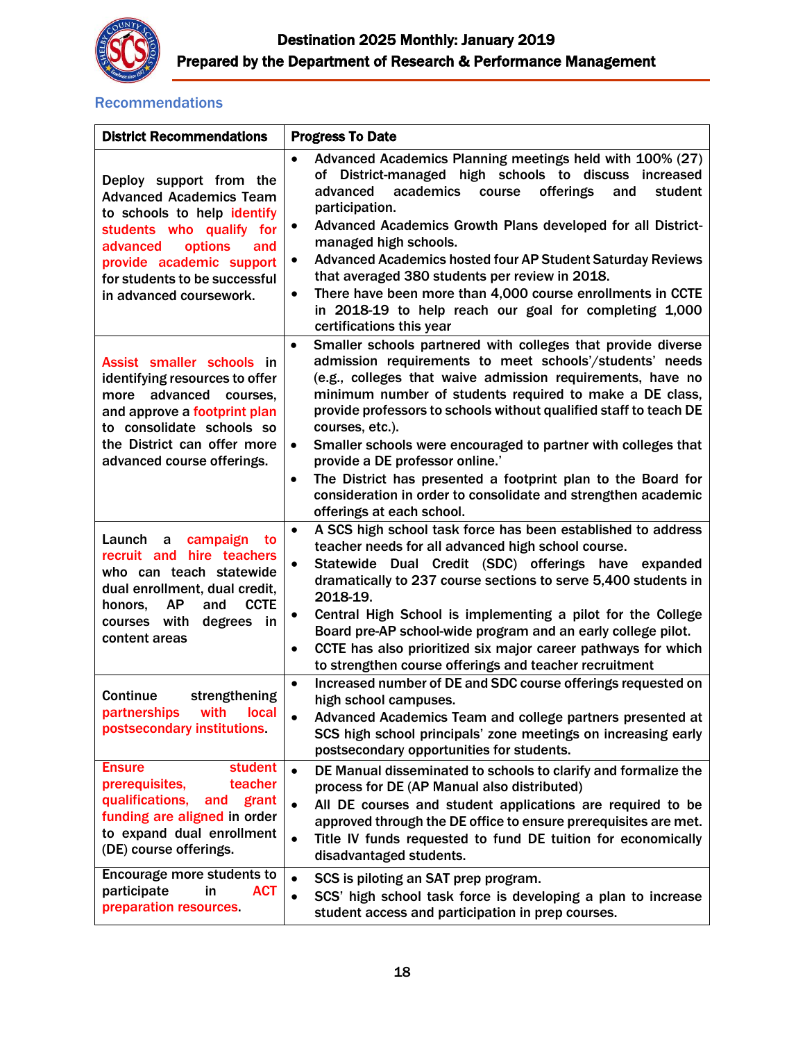## Recommendations

| District Recommendations | Progress To Date |
|---|---|
| Deploy support from the Advanced Academics Team to schools to help identify students who qualify for advanced options and provide academic support for students to be successful in advanced coursework. | • Advanced Academics Planning meetings held with 100% (27) of District-managed high schools to discuss increased advanced academics course offerings and student participation.<br>• Advanced Academics Growth Plans developed for all District-managed high schools.<br>• Advanced Academics hosted four AP Student Saturday Reviews that averaged 380 students per review in 2018.<br>• There have been more than 4,000 course enrollments in CCTE in 2018-19 to help reach our goal for completing 1,000 certifications this year |
| Assist smaller schools in identifying resources to offer more advanced courses, and approve a footprint plan to consolidate schools so the District can offer more advanced course offerings. | • Smaller schools partnered with colleges that provide diverse admission requirements to meet schools'/students' needs (e.g., colleges that waive admission requirements, have no minimum number of students required to make a DE class, provide professors to schools without qualified staff to teach DE courses, etc.).<br>• Smaller schools were encouraged to partner with colleges that provide a DE professor online.'<br>• The District has presented a footprint plan to the Board for consideration in order to consolidate and strengthen academic offerings at each school. |
| Launch a campaign to recruit and hire teachers who can teach statewide dual enrollment, dual credit, honors, AP and CCTE courses with degrees in content areas | • A SCS high school task force has been established to address teacher needs for all advanced high school course.<br>• Statewide Dual Credit (SDC) offerings have expanded dramatically to 237 course sections to serve 5,400 students in 2018-19.<br>• Central High School is implementing a pilot for the College Board pre-AP school-wide program and an early college pilot.<br>• CCTE has also prioritized six major career pathways for which to strengthen course offerings and teacher recruitment |
| Continue strengthening partnerships with local postsecondary institutions. | • Increased number of DE and SDC course offerings requested on high school campuses.<br>• Advanced Academics Team and college partners presented at SCS high school principals' zone meetings on increasing early postsecondary opportunities for students. |
| Ensure student prerequisites, teacher qualifications, and grant funding are aligned in order to expand dual enrollment (DE) course offerings. | • DE Manual disseminated to schools to clarify and formalize the process for DE (AP Manual also distributed)<br>• All DE courses and student applications are required to be approved through the DE office to ensure prerequisites are met.<br>• Title IV funds requested to fund DE tuition for economically disadvantaged students. |
| Encourage more students to participate in ACT preparation resources. | • SCS is piloting an SAT prep program.<br>• SCS' high school task force is developing a plan to increase student access and participation in prep courses. |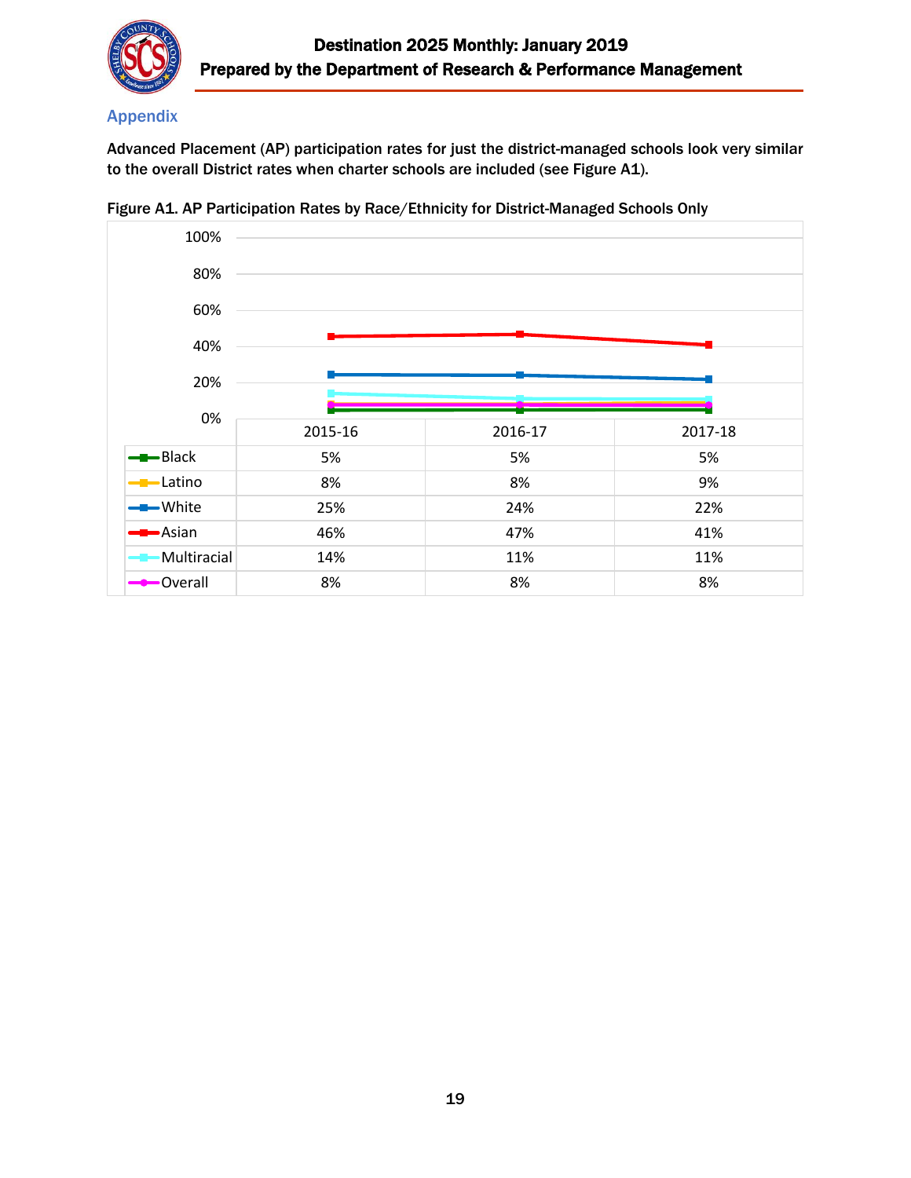## Appendix

**Advanced Placement (AP) participation rates for just the district-managed schools look very similar to the overall District rates when charter schools are included (see Figure A1).**

**Figure A1. AP Participation Rates by Race/Ethnicity for District-Managed Schools Only**

| | 2015-16 | 2016-17 | 2017-18 |
|---|---|---|---|
| Black | 5% | 5% | 5% |
| Latino | 8% | 8% | 9% |
| White | 25% | 24% | 22% |
| Asian | 46% | 47% | 41% |
| Multiracial | 14% | 11% | 11% |
| Overall | 8% | 8% | 8% |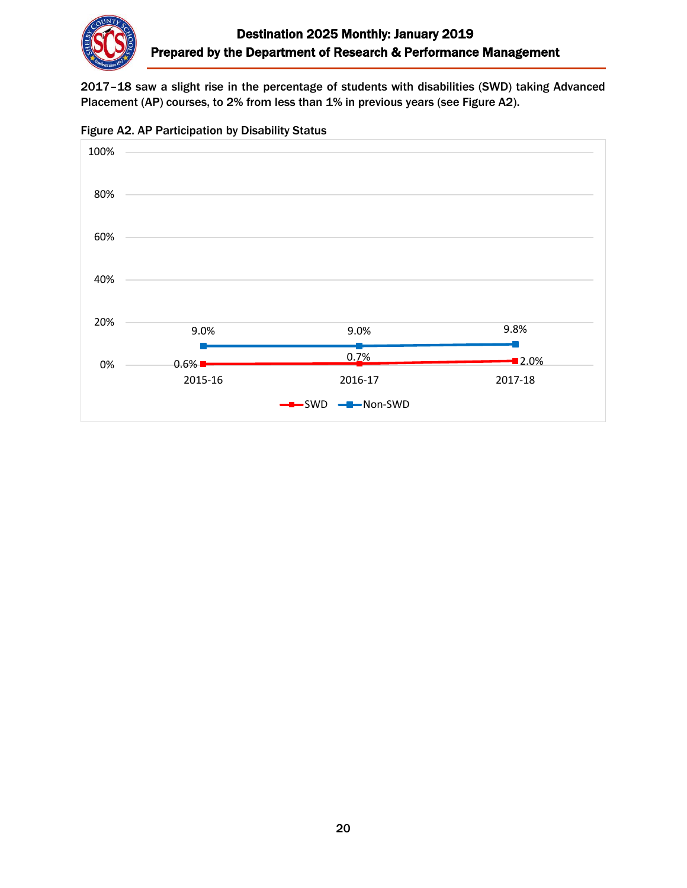2017–18 saw a slight rise in the percentage of students with disabilities (SWD) taking Advanced Placement (AP) courses, to 2% from less than 1% in previous years (see Figure A2).

Figure A2. AP Participation by Disability Status

| | 2015-16 | 2016-17 | 2017-18 |
|---|---|---|---|
| SWD | 0.6% | 0.7% | 2.0% |
| Non-SWD | 9.0% | 9.0% | 9.8% |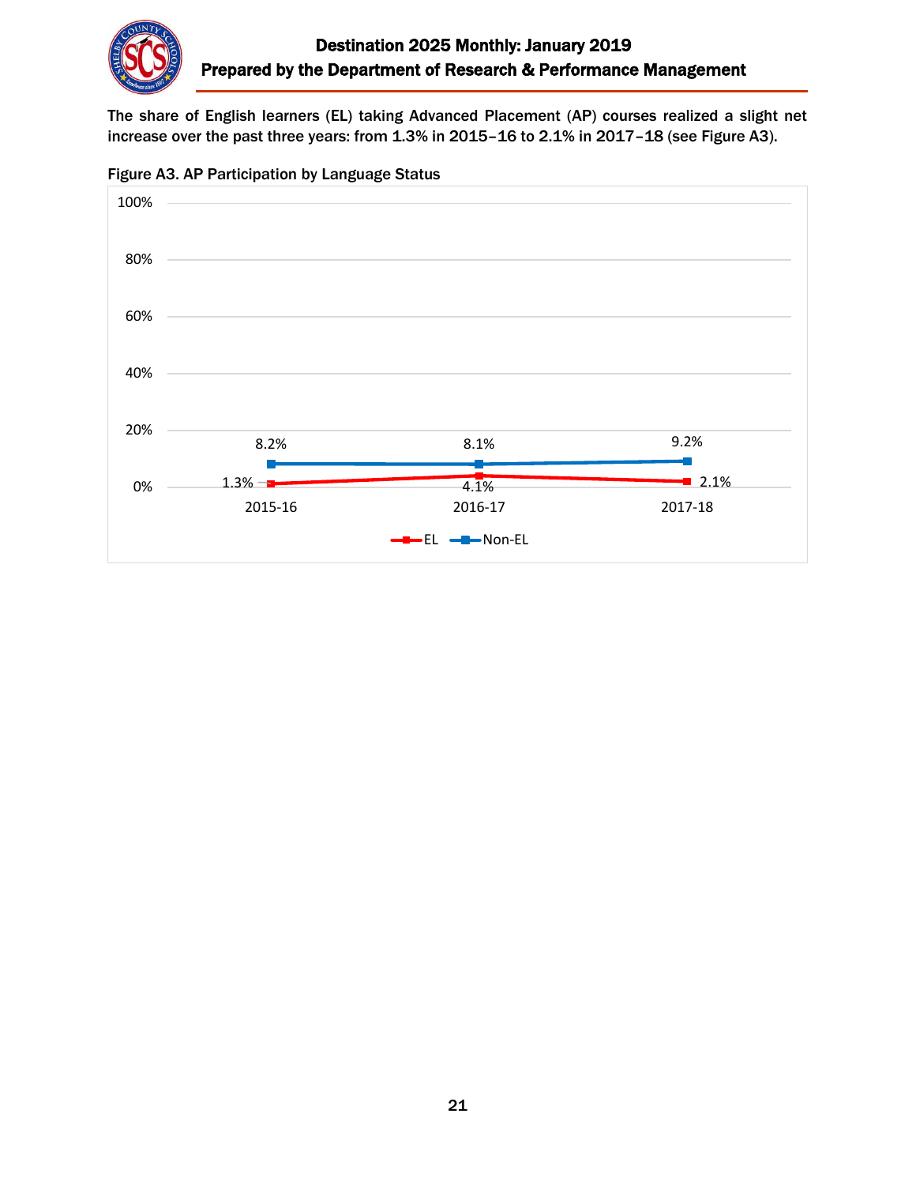The share of English learners (EL) taking Advanced Placement (AP) courses realized a slight net increase over the past three years: from 1.3% in 2015–16 to 2.1% in 2017–18 (see Figure A3).

Figure A3. AP Participation by Language Status

| | 2015-16 | 2016-17 | 2017-18 |
|---|---|---|---|
| EL | 1.3% | 4.1% | 2.1% |
| Non-EL | 8.2% | 8.1% | 9.2% |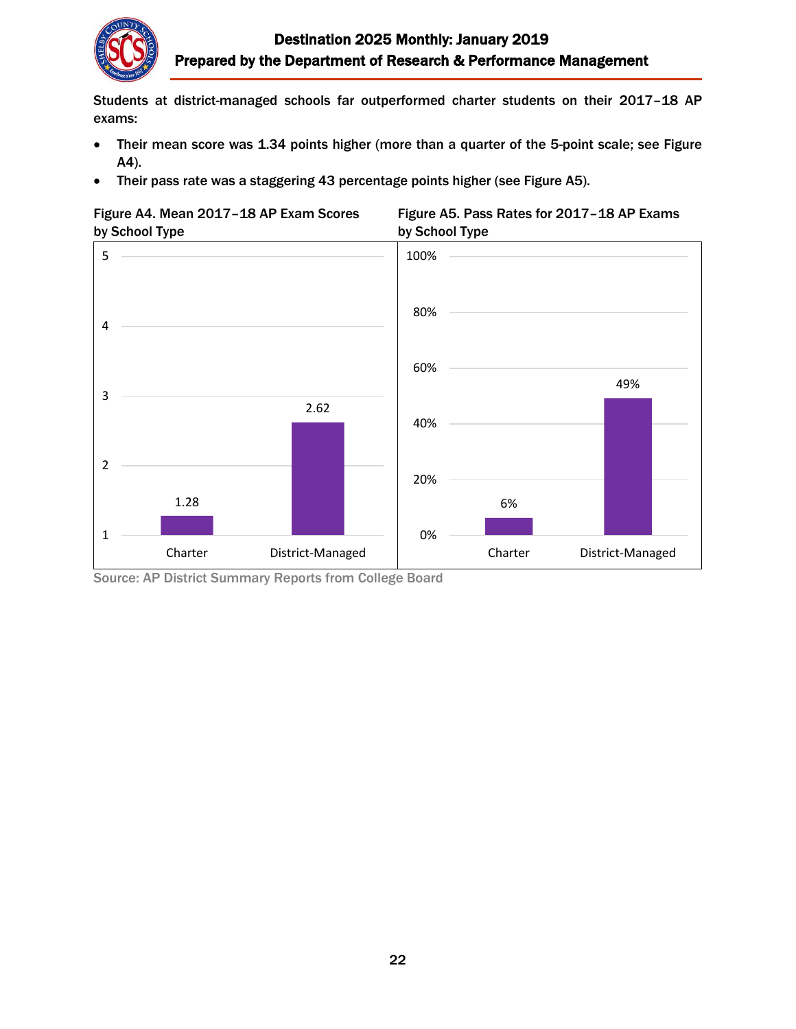Students at district-managed schools far outperformed charter students on their 2017–18 AP exams:

- Their mean score was 1.34 points higher (more than a quarter of the 5-point scale; see Figure A4).
- Their pass rate was a staggering 43 percentage points higher (see Figure A5).

Figure A4. Mean 2017–18 AP Exam Scores by School Type

5
4
3
2
1
1.28
2.62
Charter
District-Managed

Figure A5. Pass Rates for 2017–18 AP Exams by School Type

100%
80%
60%
40%
20%
0%
6%
49%
Charter
District-Managed

Source: AP District Summary Reports from College Board